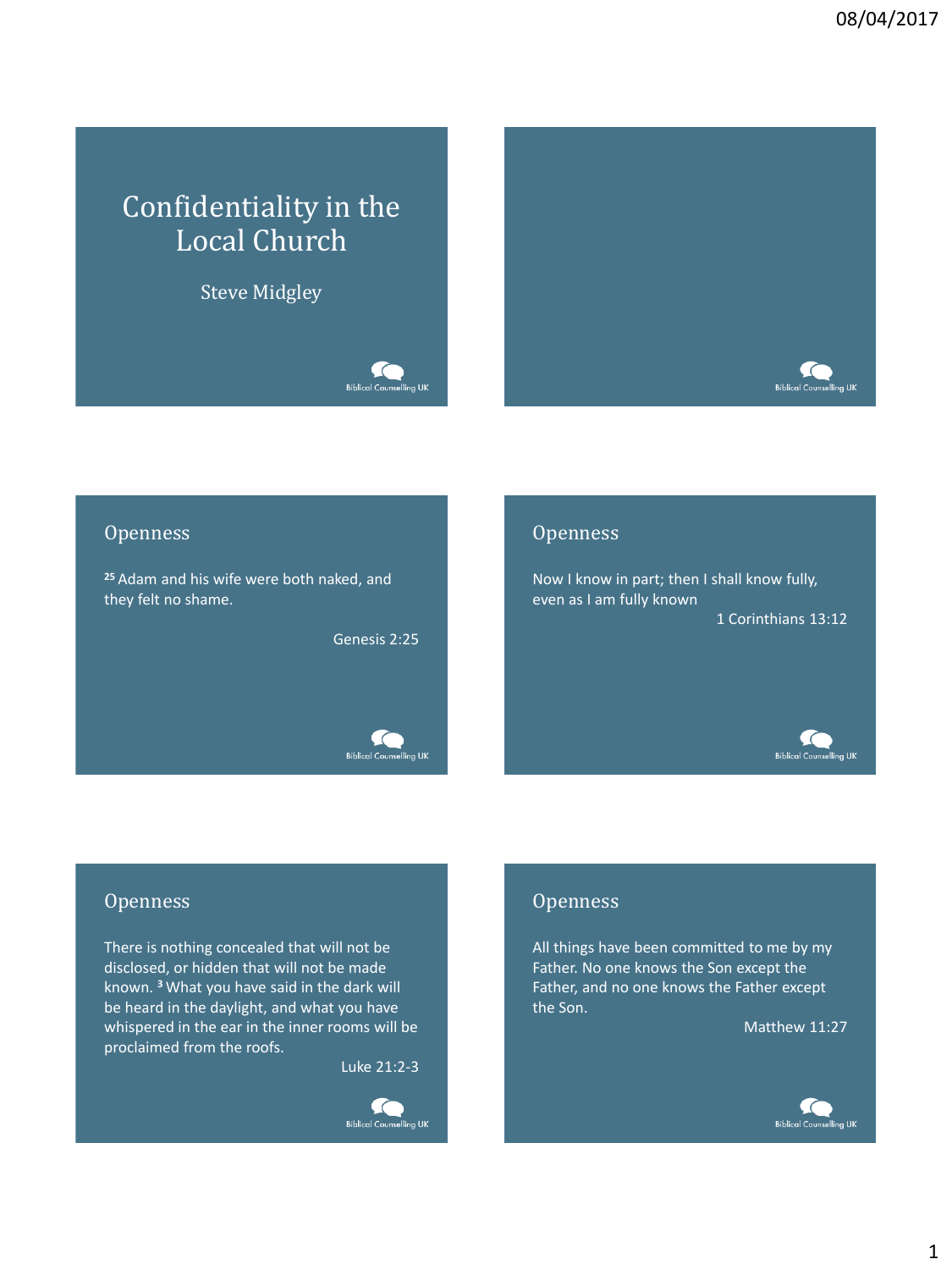# Confidentiality in the Local Church

Steve Midgley

## Openness

[25] Adam and his wife were both naked, and they felt no shame.

Genesis 2:25

## Openness

Now I know in part; then I shall know fully, even as I am fully known

1 Corinthians 13:12

## Openness

There is nothing concealed that will not be disclosed, or hidden that will not be made known. [3] What you have said in the dark will be heard in the daylight, and what you have whispered in the ear in the inner rooms will be proclaimed from the roofs.

Luke 21:2-3

## Openness

All things have been committed to me by my Father. No one knows the Son except the Father, and no one knows the Father except the Son.

Matthew 11:27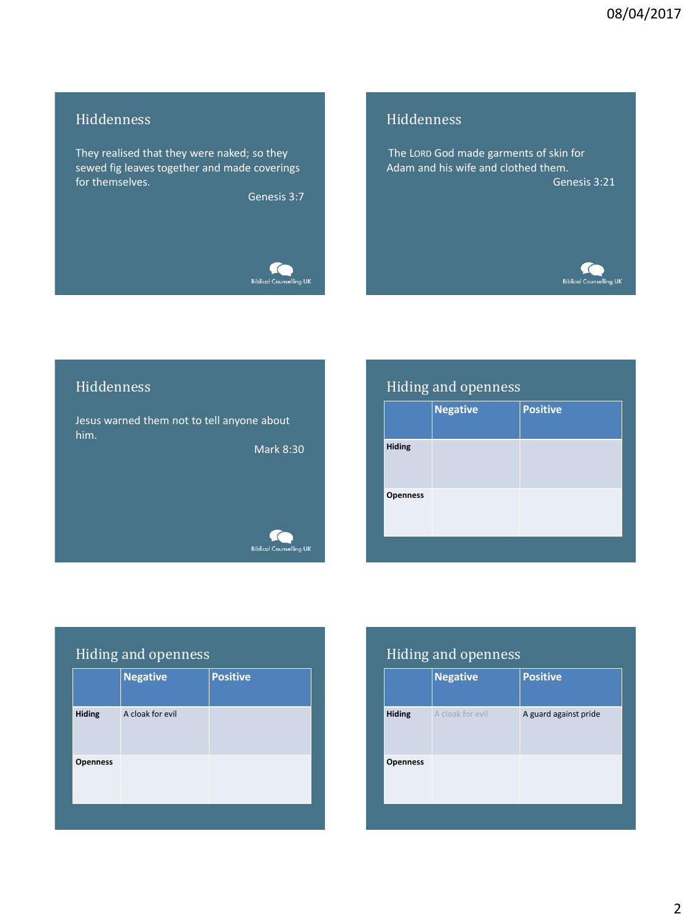## Hiddenness

They realised that they were naked; so they sewed fig leaves together and made coverings for themselves.

Genesis 3:7

Biblical Counselling UK

## Hiddenness

The LORD God made garments of skin for Adam and his wife and clothed them.

Genesis 3:21

Biblical Counselling UK

## Hiddenness

Jesus warned them not to tell anyone about him.

Mark 8:30

Biblical Counselling UK

## Hiding and openness

| | Negative | Positive |
|---|---|---|
| **Hiding** | | |
| **Openness** | | |

## Hiding and openness

| | Negative | Positive |
|---|---|---|
| **Hiding** | A cloak for evil | |
| **Openness** | | |

## Hiding and openness

| | Negative | Positive |
|---|---|---|
| **Hiding** | A cloak for evil | A guard against pride |
| **Openness** | | |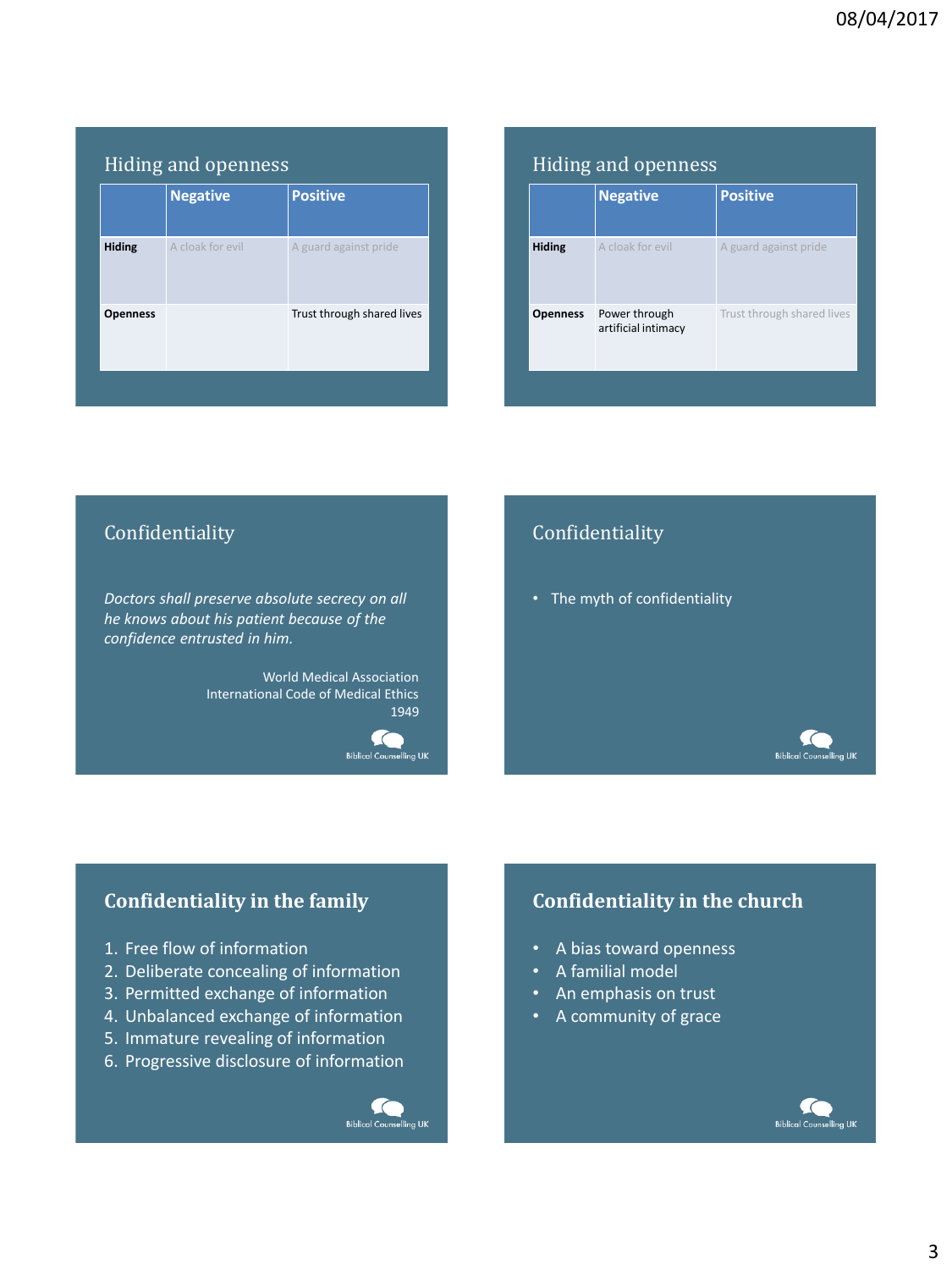## Hiding and openness

| | Negative | Positive |
|---|---|---|
| **Hiding** | A cloak for evil | A guard against pride |
| **Openness** | | Trust through shared lives |

## Hiding and openness

| | Negative | Positive |
|---|---|---|
| **Hiding** | A cloak for evil | A guard against pride |
| **Openness** | Power through artificial intimacy | Trust through shared lives |

## Confidentiality

*Doctors shall preserve absolute secrecy on all he knows about his patient because of the confidence entrusted in him.*

World Medical Association
International Code of Medical Ethics
1949

Biblical Counselling UK

## Confidentiality

- The myth of confidentiality

Biblical Counselling UK

## Confidentiality in the family

1. Free flow of information
2. Deliberate concealing of information
3. Permitted exchange of information
4. Unbalanced exchange of information
5. Immature revealing of information
6. Progressive disclosure of information

Biblical Counselling UK

## Confidentiality in the church

- A bias toward openness
- A familial model
- An emphasis on trust
- A community of grace

Biblical Counselling UK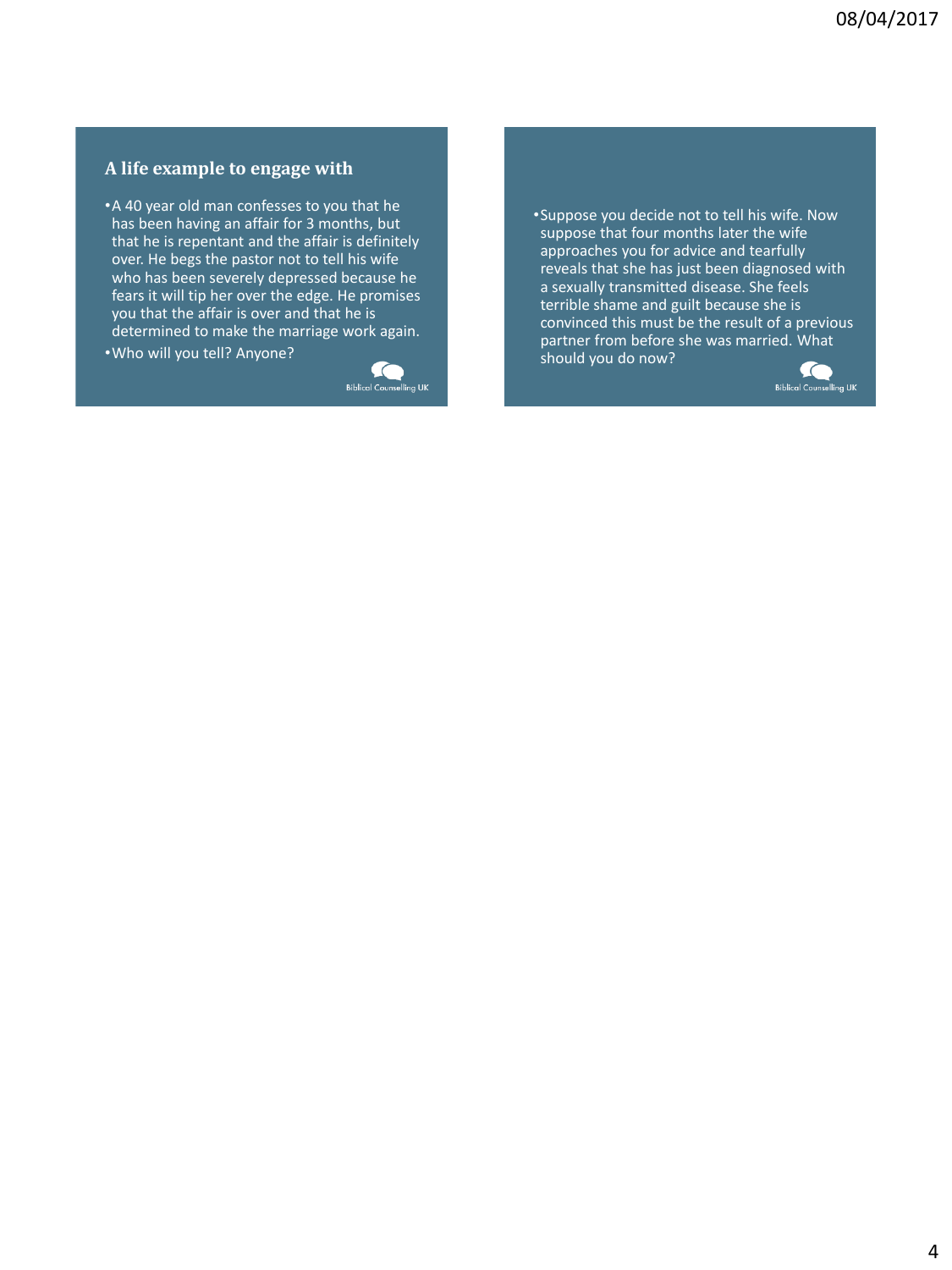## A life example to engage with

- A 40 year old man confesses to you that he has been having an affair for 3 months, but that he is repentant and the affair is definitely over. He begs the pastor not to tell his wife who has been severely depressed because he fears it will tip her over the edge. He promises you that the affair is over and that he is determined to make the marriage work again.
- Who will you tell? Anyone?

Biblical Counselling UK

- Suppose you decide not to tell his wife. Now suppose that four months later the wife approaches you for advice and tearfully reveals that she has just been diagnosed with a sexually transmitted disease. She feels terrible shame and guilt because she is convinced this must be the result of a previous partner from before she was married. What should you do now?

Biblical Counselling UK